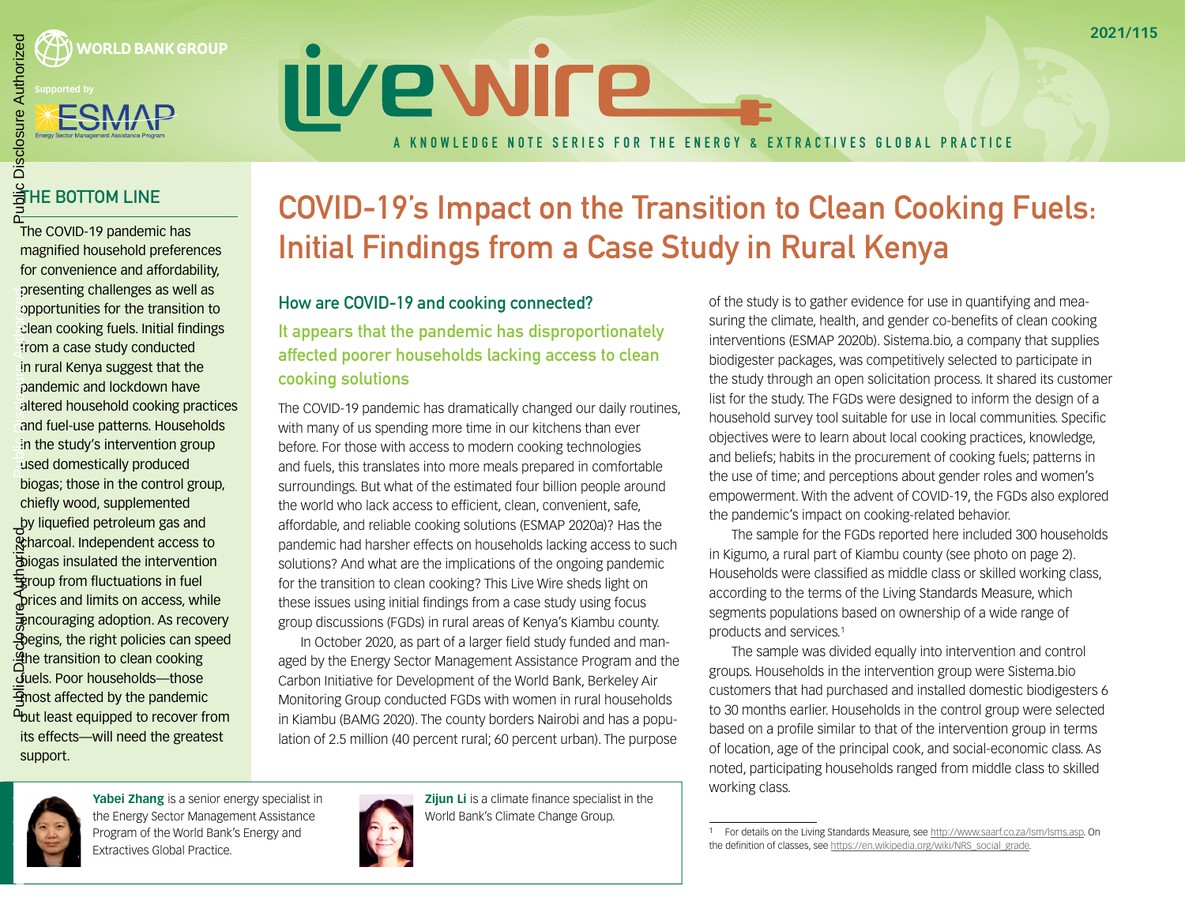WORLD BANK GROUP

Supported by ESMAP

2021/115

# livewire

A KNOWLEDGE NOTE SERIES FOR THE ENERGY & EXTRACTIVES GLOBAL PRACTICE

## THE BOTTOM LINE

The COVID-19 pandemic has magnified household preferences for convenience and affordability, presenting challenges as well as opportunities for the transition to clean cooking fuels. Initial findings from a case study conducted in rural Kenya suggest that the pandemic and lockdown have altered household cooking practices and fuel-use patterns. Households in the study's intervention group used domestically produced biogas; those in the control group, chiefly wood, supplemented by liquefied petroleum gas and charcoal. Independent access to biogas insulated the intervention group from fluctuations in fuel prices and limits on access, while encouraging adoption. As recovery begins, the right policies can speed the transition to clean cooking fuels. Poor households—those most affected by the pandemic but least equipped to recover from its effects—will need the greatest support.

# COVID-19's Impact on the Transition to Clean Cooking Fuels: Initial Findings from a Case Study in Rural Kenya

### How are COVID-19 and cooking connected?

### It appears that the pandemic has disproportionately affected poorer households lacking access to clean cooking solutions

The COVID-19 pandemic has dramatically changed our daily routines, with many of us spending more time in our kitchens than ever before. For those with access to modern cooking technologies and fuels, this translates into more meals prepared in comfortable surroundings. But what of the estimated four billion people around the world who lack access to efficient, clean, convenient, safe, affordable, and reliable cooking solutions (ESMAP 2020a)? Has the pandemic had harsher effects on households lacking access to such solutions? And what are the implications of the ongoing pandemic for the transition to clean cooking? This Live Wire sheds light on these issues using initial findings from a case study using focus group discussions (FGDs) in rural areas of Kenya's Kiambu county.

In October 2020, as part of a larger field study funded and managed by the Energy Sector Management Assistance Program and the Carbon Initiative for Development of the World Bank, Berkeley Air Monitoring Group conducted FGDs with women in rural households in Kiambu (BAMG 2020). The county borders Nairobi and has a population of 2.5 million (40 percent rural; 60 percent urban). The purpose of the study is to gather evidence for use in quantifying and measuring the climate, health, and gender co-benefits of clean cooking interventions (ESMAP 2020b). Sistema.bio, a company that supplies biodigester packages, was competitively selected to participate in the study through an open solicitation process. It shared its customer list for the study. The FGDs were designed to inform the design of a household survey tool suitable for use in local communities. Specific objectives were to learn about local cooking practices, knowledge, and beliefs; habits in the procurement of cooking fuels; patterns in the use of time; and perceptions about gender roles and women's empowerment. With the advent of COVID-19, the FGDs also explored the pandemic's impact on cooking-related behavior.

The sample for the FGDs reported here included 300 households in Kigumo, a rural part of Kiambu county (see photo on page 2). Households were classified as middle class or skilled working class, according to the terms of the Living Standards Measure, which segments populations based on ownership of a wide range of products and services.[1]

The sample was divided equally into intervention and control groups. Households in the intervention group were Sistema.bio customers that had purchased and installed domestic biodigesters 6 to 30 months earlier. Households in the control group were selected based on a profile similar to that of the intervention group in terms of location, age of the principal cook, and social-economic class. As noted, participating households ranged from middle class to skilled working class.

**Yabei Zhang** is a senior energy specialist in the Energy Sector Management Assistance Program of the World Bank's Energy and Extractives Global Practice.

**Zijun Li** is a climate finance specialist in the World Bank's Climate Change Group.

---

[1] For details on the Living Standards Measure, see http://www.saarf.co.za/lsm/lsms.asp. On the definition of classes, see https://en.wikipedia.org/wiki/NRS_social_grade.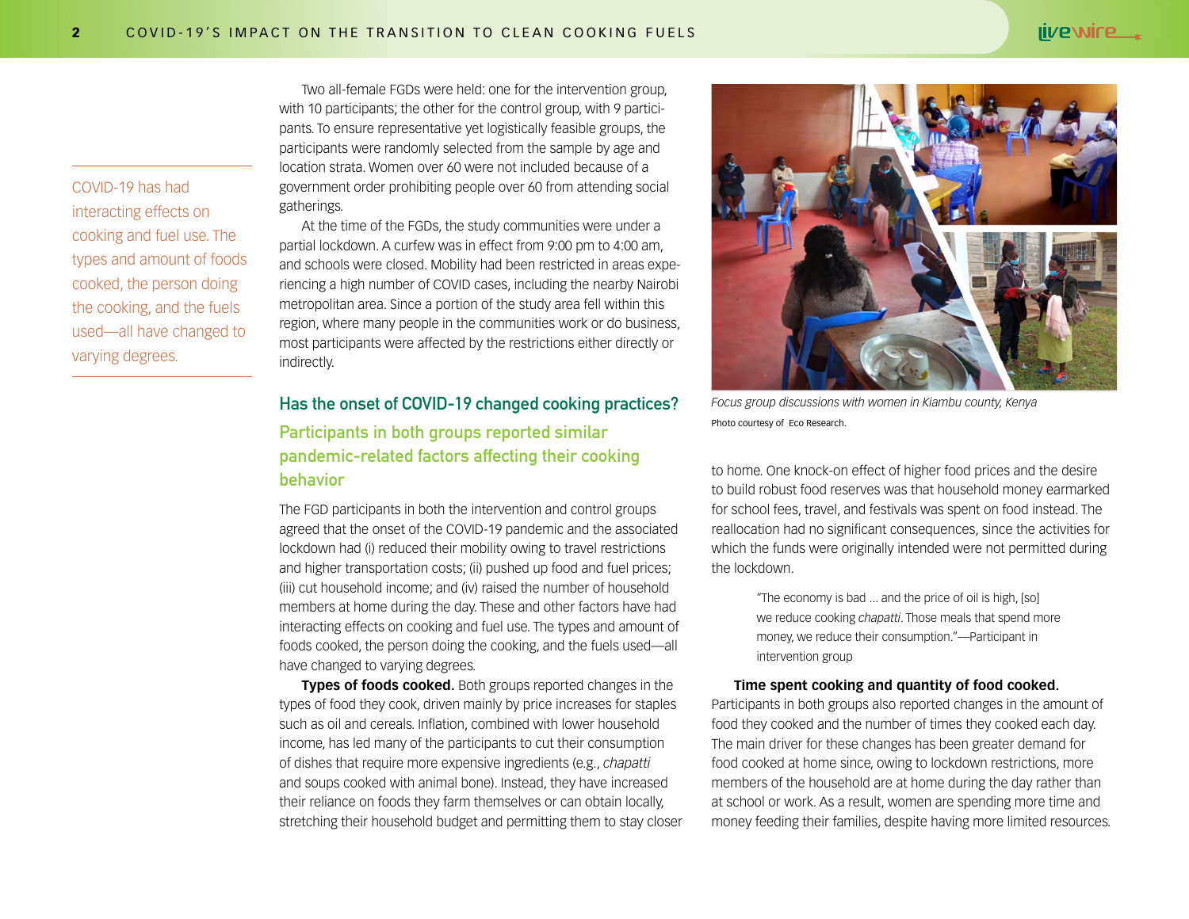COVID-19 has had interacting effects on cooking and fuel use. The types and amount of foods cooked, the person doing the cooking, and the fuels used—all have changed to varying degrees.

Two all-female FGDs were held: one for the intervention group, with 10 participants; the other for the control group, with 9 participants. To ensure representative yet logistically feasible groups, the participants were randomly selected from the sample by age and location strata. Women over 60 were not included because of a government order prohibiting people over 60 from attending social gatherings.

At the time of the FGDs, the study communities were under a partial lockdown. A curfew was in effect from 9:00 pm to 4:00 am, and schools were closed. Mobility had been restricted in areas experiencing a high number of COVID cases, including the nearby Nairobi metropolitan area. Since a portion of the study area fell within this region, where many people in the communities work or do business, most participants were affected by the restrictions either directly or indirectly.

## Has the onset of COVID-19 changed cooking practices?

### Participants in both groups reported similar pandemic-related factors affecting their cooking behavior

The FGD participants in both the intervention and control groups agreed that the onset of the COVID-19 pandemic and the associated lockdown had (i) reduced their mobility owing to travel restrictions and higher transportation costs; (ii) pushed up food and fuel prices; (iii) cut household income; and (iv) raised the number of household members at home during the day. These and other factors have had interacting effects on cooking and fuel use. The types and amount of foods cooked, the person doing the cooking, and the fuels used—all have changed to varying degrees.

**Types of foods cooked.** Both groups reported changes in the types of food they cook, driven mainly by price increases for staples such as oil and cereals. Inflation, combined with lower household income, has led many of the participants to cut their consumption of dishes that require more expensive ingredients (e.g., *chapatti* and soups cooked with animal bone). Instead, they have increased their reliance on foods they farm themselves or can obtain locally, stretching their household budget and permitting them to stay closer to home. One knock-on effect of higher food prices and the desire to build robust food reserves was that household money earmarked for school fees, travel, and festivals was spent on food instead. The reallocation had no significant consequences, since the activities for which the funds were originally intended were not permitted during the lockdown.

*Focus group discussions with women in Kiambu county, Kenya*

Photo courtesy of Eco Research.

> "The economy is bad ... and the price of oil is high, [so] we reduce cooking *chapatti*. Those meals that spend more money, we reduce their consumption."—Participant in intervention group

**Time spent cooking and quantity of food cooked.** Participants in both groups also reported changes in the amount of food they cooked and the number of times they cooked each day. The main driver for these changes has been greater demand for food cooked at home since, owing to lockdown restrictions, more members of the household are at home during the day rather than at school or work. As a result, women are spending more time and money feeding their families, despite having more limited resources.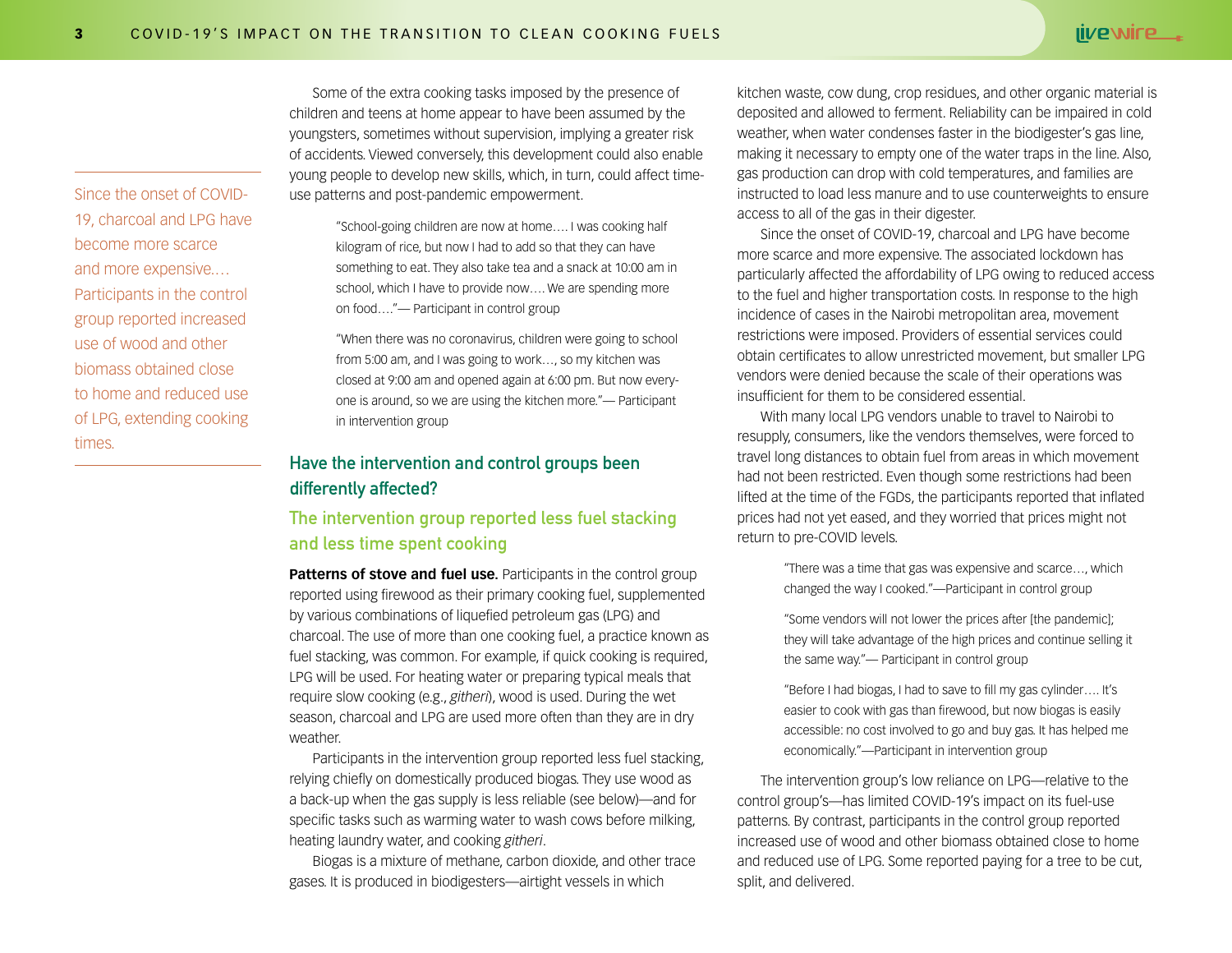> Since the onset of COVID-19, charcoal and LPG have become more scarce and more expensive.… Participants in the control group reported increased use of wood and other biomass obtained close to home and reduced use of LPG, extending cooking times.

Some of the extra cooking tasks imposed by the presence of children and teens at home appear to have been assumed by the youngsters, sometimes without supervision, implying a greater risk of accidents. Viewed conversely, this development could also enable young people to develop new skills, which, in turn, could affect time-use patterns and post-pandemic empowerment.

> "School-going children are now at home…. I was cooking half kilogram of rice, but now I had to add so that they can have something to eat. They also take tea and a snack at 10:00 am in school, which I have to provide now…. We are spending more on food…."— Participant in control group

> "When there was no coronavirus, children were going to school from 5:00 am, and I was going to work…, so my kitchen was closed at 9:00 am and opened again at 6:00 pm. But now every-one is around, so we are using the kitchen more."— Participant in intervention group

## Have the intervention and control groups been differently affected?

### The intervention group reported less fuel stacking and less time spent cooking

**Patterns of stove and fuel use.** Participants in the control group reported using firewood as their primary cooking fuel, supplemented by various combinations of liquefied petroleum gas (LPG) and charcoal. The use of more than one cooking fuel, a practice known as fuel stacking, was common. For example, if quick cooking is required, LPG will be used. For heating water or preparing typical meals that require slow cooking (e.g., *githeri*), wood is used. During the wet season, charcoal and LPG are used more often than they are in dry weather.

Participants in the intervention group reported less fuel stacking, relying chiefly on domestically produced biogas. They use wood as a back-up when the gas supply is less reliable (see below)—and for specific tasks such as warming water to wash cows before milking, heating laundry water, and cooking *githeri*.

Biogas is a mixture of methane, carbon dioxide, and other trace gases. It is produced in biodigesters—airtight vessels in which kitchen waste, cow dung, crop residues, and other organic material is deposited and allowed to ferment. Reliability can be impaired in cold weather, when water condenses faster in the biodigester's gas line, making it necessary to empty one of the water traps in the line. Also, gas production can drop with cold temperatures, and families are instructed to load less manure and to use counterweights to ensure access to all of the gas in their digester.

Since the onset of COVID-19, charcoal and LPG have become more scarce and more expensive. The associated lockdown has particularly affected the affordability of LPG owing to reduced access to the fuel and higher transportation costs. In response to the high incidence of cases in the Nairobi metropolitan area, movement restrictions were imposed. Providers of essential services could obtain certificates to allow unrestricted movement, but smaller LPG vendors were denied because the scale of their operations was insufficient for them to be considered essential.

With many local LPG vendors unable to travel to Nairobi to resupply, consumers, like the vendors themselves, were forced to travel long distances to obtain fuel from areas in which movement had not been restricted. Even though some restrictions had been lifted at the time of the FGDs, the participants reported that inflated prices had not yet eased, and they worried that prices might not return to pre-COVID levels.

> "There was a time that gas was expensive and scarce…, which changed the way I cooked."—Participant in control group

> "Some vendors will not lower the prices after [the pandemic]; they will take advantage of the high prices and continue selling it the same way."— Participant in control group

> "Before I had biogas, I had to save to fill my gas cylinder…. It's easier to cook with gas than firewood, but now biogas is easily accessible: no cost involved to go and buy gas. It has helped me economically."—Participant in intervention group

The intervention group's low reliance on LPG—relative to the control group's—has limited COVID-19's impact on its fuel-use patterns. By contrast, participants in the control group reported increased use of wood and other biomass obtained close to home and reduced use of LPG. Some reported paying for a tree to be cut, split, and delivered.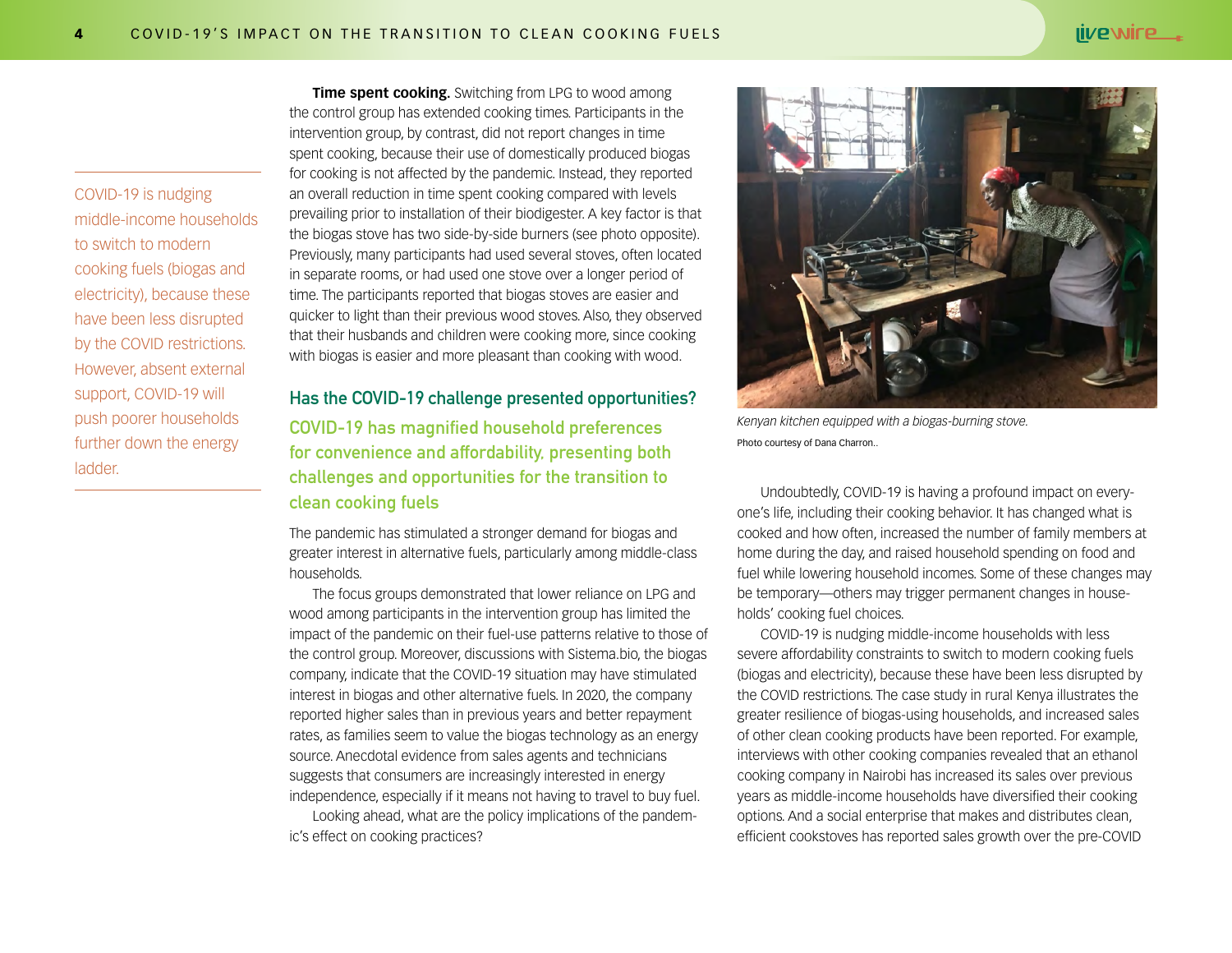COVID-19 is nudging middle-income households to switch to modern cooking fuels (biogas and electricity), because these have been less disrupted by the COVID restrictions. However, absent external support, COVID-19 will push poorer households further down the energy ladder.

**Time spent cooking.** Switching from LPG to wood among the control group has extended cooking times. Participants in the intervention group, by contrast, did not report changes in time spent cooking, because their use of domestically produced biogas for cooking is not affected by the pandemic. Instead, they reported an overall reduction in time spent cooking compared with levels prevailing prior to installation of their biodigester. A key factor is that the biogas stove has two side-by-side burners (see photo opposite). Previously, many participants had used several stoves, often located in separate rooms, or had used one stove over a longer period of time. The participants reported that biogas stoves are easier and quicker to light than their previous wood stoves. Also, they observed that their husbands and children were cooking more, since cooking with biogas is easier and more pleasant than cooking with wood.

## Has the COVID-19 challenge presented opportunities?

### COVID-19 has magnified household preferences for convenience and affordability, presenting both challenges and opportunities for the transition to clean cooking fuels

The pandemic has stimulated a stronger demand for biogas and greater interest in alternative fuels, particularly among middle-class households.

The focus groups demonstrated that lower reliance on LPG and wood among participants in the intervention group has limited the impact of the pandemic on their fuel-use patterns relative to those of the control group. Moreover, discussions with Sistema.bio, the biogas company, indicate that the COVID-19 situation may have stimulated interest in biogas and other alternative fuels. In 2020, the company reported higher sales than in previous years and better repayment rates, as families seem to value the biogas technology as an energy source. Anecdotal evidence from sales agents and technicians suggests that consumers are increasingly interested in energy independence, especially if it means not having to travel to buy fuel.

Looking ahead, what are the policy implications of the pandemic's effect on cooking practices?

*Kenyan kitchen equipped with a biogas-burning stove.*

Photo courtesy of Dana Charron..

Undoubtedly, COVID-19 is having a profound impact on everyone's life, including their cooking behavior. It has changed what is cooked and how often, increased the number of family members at home during the day, and raised household spending on food and fuel while lowering household incomes. Some of these changes may be temporary—others may trigger permanent changes in households' cooking fuel choices.

COVID-19 is nudging middle-income households with less severe affordability constraints to switch to modern cooking fuels (biogas and electricity), because these have been less disrupted by the COVID restrictions. The case study in rural Kenya illustrates the greater resilience of biogas-using households, and increased sales of other clean cooking products have been reported. For example, interviews with other cooking companies revealed that an ethanol cooking company in Nairobi has increased its sales over previous years as middle-income households have diversified their cooking options. And a social enterprise that makes and distributes clean, efficient cookstoves has reported sales growth over the pre-COVID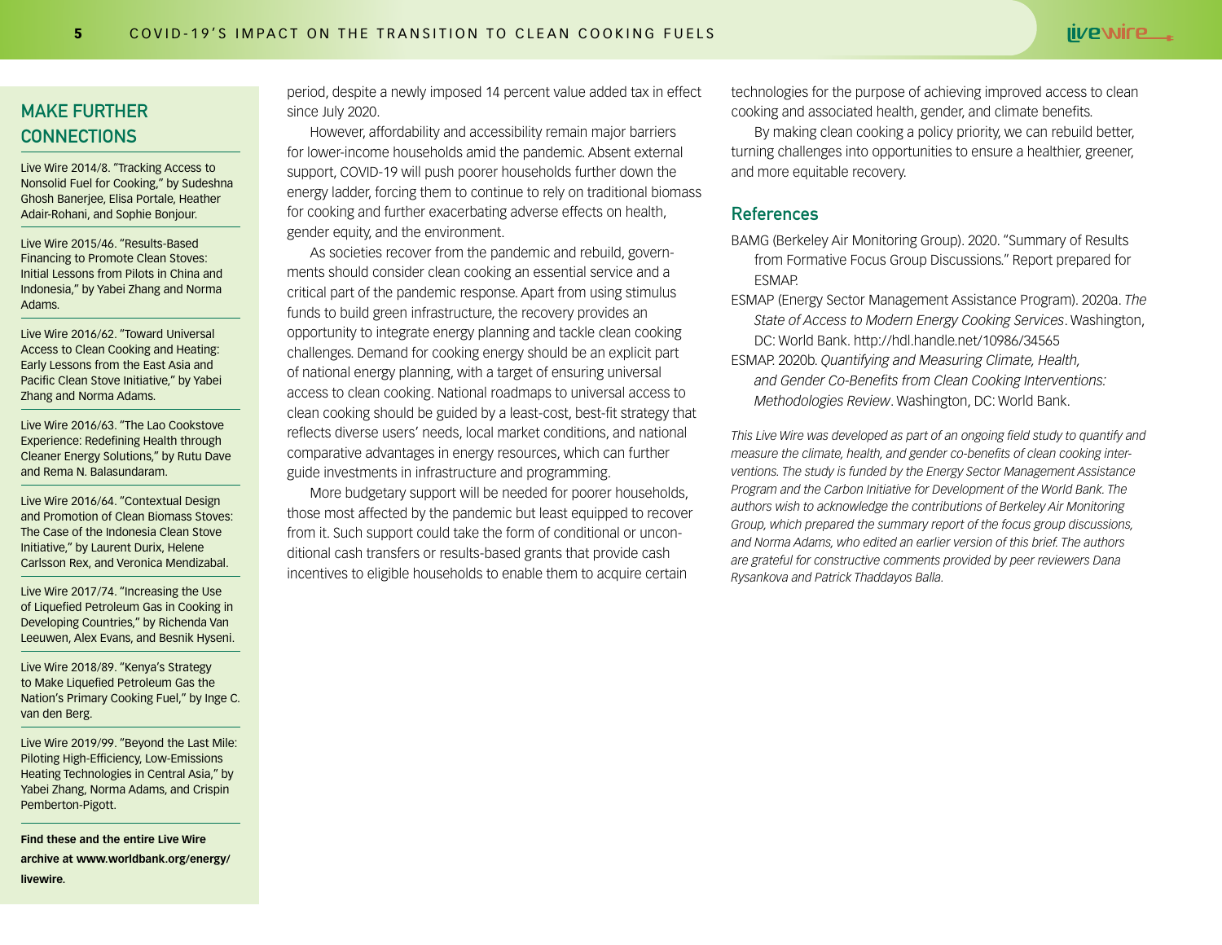period, despite a newly imposed 14 percent value added tax in effect since July 2020.

However, affordability and accessibility remain major barriers for lower-income households amid the pandemic. Absent external support, COVID-19 will push poorer households further down the energy ladder, forcing them to continue to rely on traditional biomass for cooking and further exacerbating adverse effects on health, gender equity, and the environment.

As societies recover from the pandemic and rebuild, governments should consider clean cooking an essential service and a critical part of the pandemic response. Apart from using stimulus funds to build green infrastructure, the recovery provides an opportunity to integrate energy planning and tackle clean cooking challenges. Demand for cooking energy should be an explicit part of national energy planning, with a target of ensuring universal access to clean cooking. National roadmaps to universal access to clean cooking should be guided by a least-cost, best-fit strategy that reflects diverse users' needs, local market conditions, and national comparative advantages in energy resources, which can further guide investments in infrastructure and programming.

More budgetary support will be needed for poorer households, those most affected by the pandemic but least equipped to recover from it. Such support could take the form of conditional or unconditional cash transfers or results-based grants that provide cash incentives to eligible households to enable them to acquire certain technologies for the purpose of achieving improved access to clean cooking and associated health, gender, and climate benefits.

By making clean cooking a policy priority, we can rebuild better, turning challenges into opportunities to ensure a healthier, greener, and more equitable recovery.

## References

BAMG (Berkeley Air Monitoring Group). 2020. "Summary of Results from Formative Focus Group Discussions." Report prepared for ESMAP.

ESMAP (Energy Sector Management Assistance Program). 2020a. *The State of Access to Modern Energy Cooking Services*. Washington, DC: World Bank. http://hdl.handle.net/10986/34565

ESMAP. 2020b. *Quantifying and Measuring Climate, Health, and Gender Co-Benefits from Clean Cooking Interventions: Methodologies Review*. Washington, DC: World Bank.

*This Live Wire was developed as part of an ongoing field study to quantify and measure the climate, health, and gender co-benefits of clean cooking interventions. The study is funded by the Energy Sector Management Assistance Program and the Carbon Initiative for Development of the World Bank. The authors wish to acknowledge the contributions of Berkeley Air Monitoring Group, which prepared the summary report of the focus group discussions, and Norma Adams, who edited an earlier version of this brief. The authors are grateful for constructive comments provided by peer reviewers Dana Rysankova and Patrick Thaddayos Balla.*

## MAKE FURTHER CONNECTIONS

Live Wire 2014/8. "Tracking Access to Nonsolid Fuel for Cooking," by Sudeshna Ghosh Banerjee, Elisa Portale, Heather Adair-Rohani, and Sophie Bonjour.

Live Wire 2015/46. "Results-Based Financing to Promote Clean Stoves: Initial Lessons from Pilots in China and Indonesia," by Yabei Zhang and Norma Adams.

Live Wire 2016/62. "Toward Universal Access to Clean Cooking and Heating: Early Lessons from the East Asia and Pacific Clean Stove Initiative," by Yabei Zhang and Norma Adams.

Live Wire 2016/63. "The Lao Cookstove Experience: Redefining Health through Cleaner Energy Solutions," by Rutu Dave and Rema N. Balasundaram.

Live Wire 2016/64. "Contextual Design and Promotion of Clean Biomass Stoves: The Case of the Indonesia Clean Stove Initiative," by Laurent Durix, Helene Carlsson Rex, and Veronica Mendizabal.

Live Wire 2017/74. "Increasing the Use of Liquefied Petroleum Gas in Cooking in Developing Countries," by Richenda Van Leeuwen, Alex Evans, and Besnik Hyseni.

Live Wire 2018/89. "Kenya's Strategy to Make Liquefied Petroleum Gas the Nation's Primary Cooking Fuel," by Inge C. van den Berg.

Live Wire 2019/99. "Beyond the Last Mile: Piloting High-Efficiency, Low-Emissions Heating Technologies in Central Asia," by Yabei Zhang, Norma Adams, and Crispin Pemberton-Pigott.

**Find these and the entire Live Wire archive at www.worldbank.org/energy/livewire.**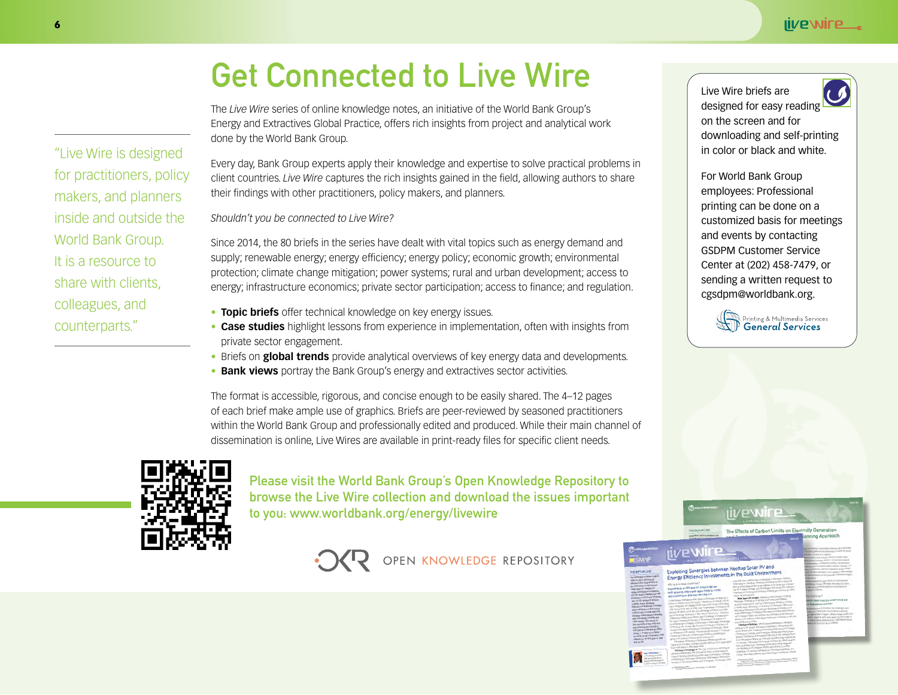# Get Connected to Live Wire

"Live Wire is designed for practitioners, policy makers, and planners inside and outside the World Bank Group. It is a resource to share with clients, colleagues, and counterparts."

The *Live Wire* series of online knowledge notes, an initiative of the World Bank Group's Energy and Extractives Global Practice, offers rich insights from project and analytical work done by the World Bank Group.

Every day, Bank Group experts apply their knowledge and expertise to solve practical problems in client countries. *Live Wire* captures the rich insights gained in the field, allowing authors to share their findings with other practitioners, policy makers, and planners.

*Shouldn't you be connected to Live Wire?*

Since 2014, the 80 briefs in the series have dealt with vital topics such as energy demand and supply; renewable energy; energy efficiency; energy policy; economic growth; environmental protection; climate change mitigation; power systems; rural and urban development; access to energy; infrastructure economics; private sector participation; access to finance; and regulation.

- **Topic briefs** offer technical knowledge on key energy issues.
- **Case studies** highlight lessons from experience in implementation, often with insights from private sector engagement.
- Briefs on **global trends** provide analytical overviews of key energy data and developments.
- **Bank views** portray the Bank Group's energy and extractives sector activities.

The format is accessible, rigorous, and concise enough to be easily shared. The 4–12 pages of each brief make ample use of graphics. Briefs are peer-reviewed by seasoned practitioners within the World Bank Group and professionally edited and produced. While their main channel of dissemination is online, Live Wires are available in print-ready files for specific client needs.

Please visit the World Bank Group's Open Knowledge Repository to browse the Live Wire collection and download the issues important to you: www.worldbank.org/energy/livewire

OKR OPEN KNOWLEDGE REPOSITORY

Live Wire briefs are designed for easy reading on the screen and for downloading and self-printing in color or black and white.

For World Bank Group employees: Professional printing can be done on a customized basis for meetings and events by contacting GSDPM Customer Service Center at (202) 458-7479, or sending a written request to cgsdpm@worldbank.org.

Printing & Multimedia Services
General Services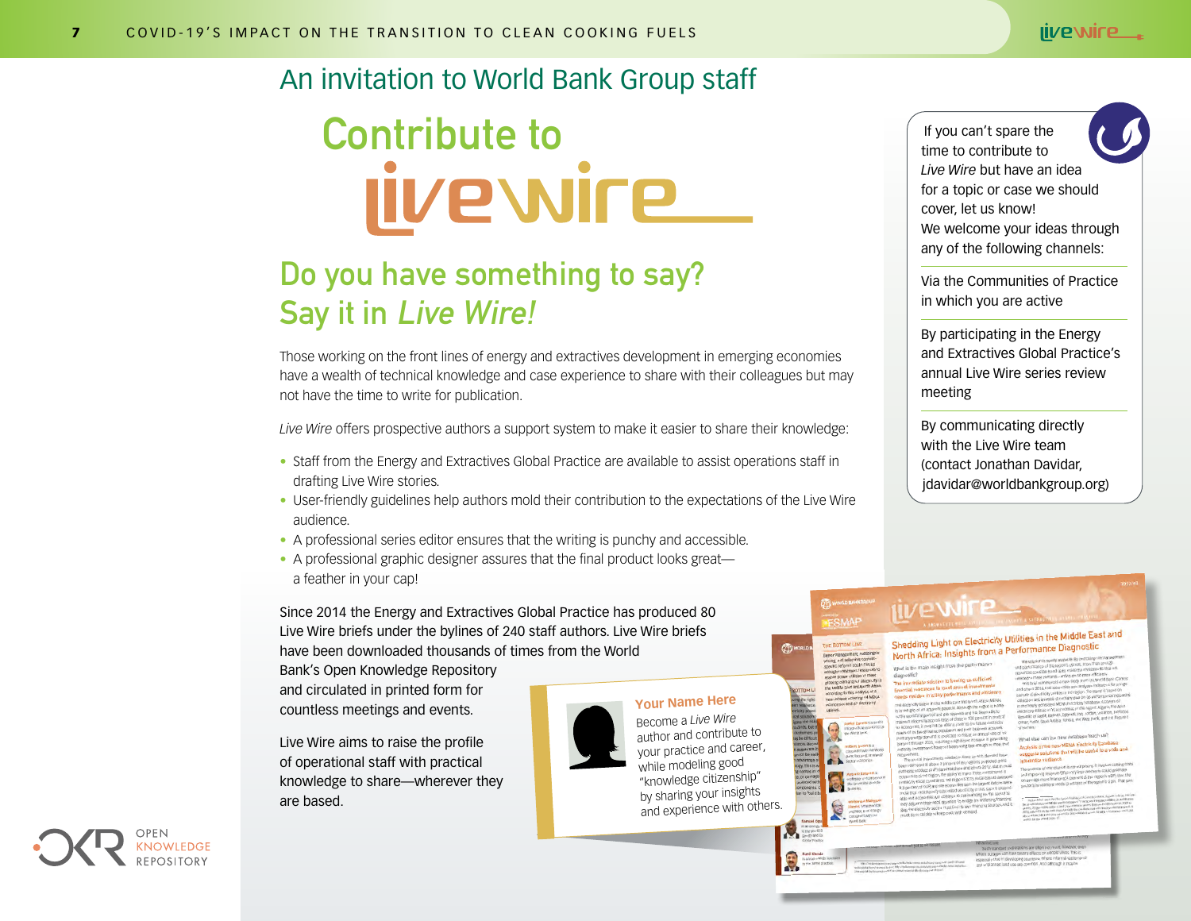## An invitation to World Bank Group staff

# Contribute to Live Wire

## Do you have something to say? Say it in *Live Wire!*

Those working on the front lines of energy and extractives development in emerging economies have a wealth of technical knowledge and case experience to share with their colleagues but may not have the time to write for publication.

*Live Wire* offers prospective authors a support system to make it easier to share their knowledge:

- Staff from the Energy and Extractives Global Practice are available to assist operations staff in drafting Live Wire stories.
- User-friendly guidelines help authors mold their contribution to the expectations of the Live Wire audience.
- A professional series editor ensures that the writing is punchy and accessible.
- A professional graphic designer assures that the final product looks great—a feather in your cap!

Since 2014 the Energy and Extractives Global Practice has produced 80 Live Wire briefs under the bylines of 240 staff authors. Live Wire briefs have been downloaded thousands of times from the World Bank's Open Knowledge Repository and circulated in printed form for countless meetings and events.

Live Wire aims to raise the profile of operational staff with practical knowledge to share—wherever they are based.

**Your Name Here**

Become a *Live Wire* author and contribute to your practice and career, while modeling good "knowledge citizenship" by sharing your insights and experience with others.

If you can't spare the time to contribute to *Live Wire* but have an idea for a topic or case we should cover, let us know!

We welcome your ideas through any of the following channels:

Via the Communities of Practice in which you are active

By participating in the Energy and Extractives Global Practice's annual Live Wire series review meeting

By communicating directly with the Live Wire team (contact Jonathan Davidar, jdavidar@worldbankgroup.org)

OPEN KNOWLEDGE REPOSITORY